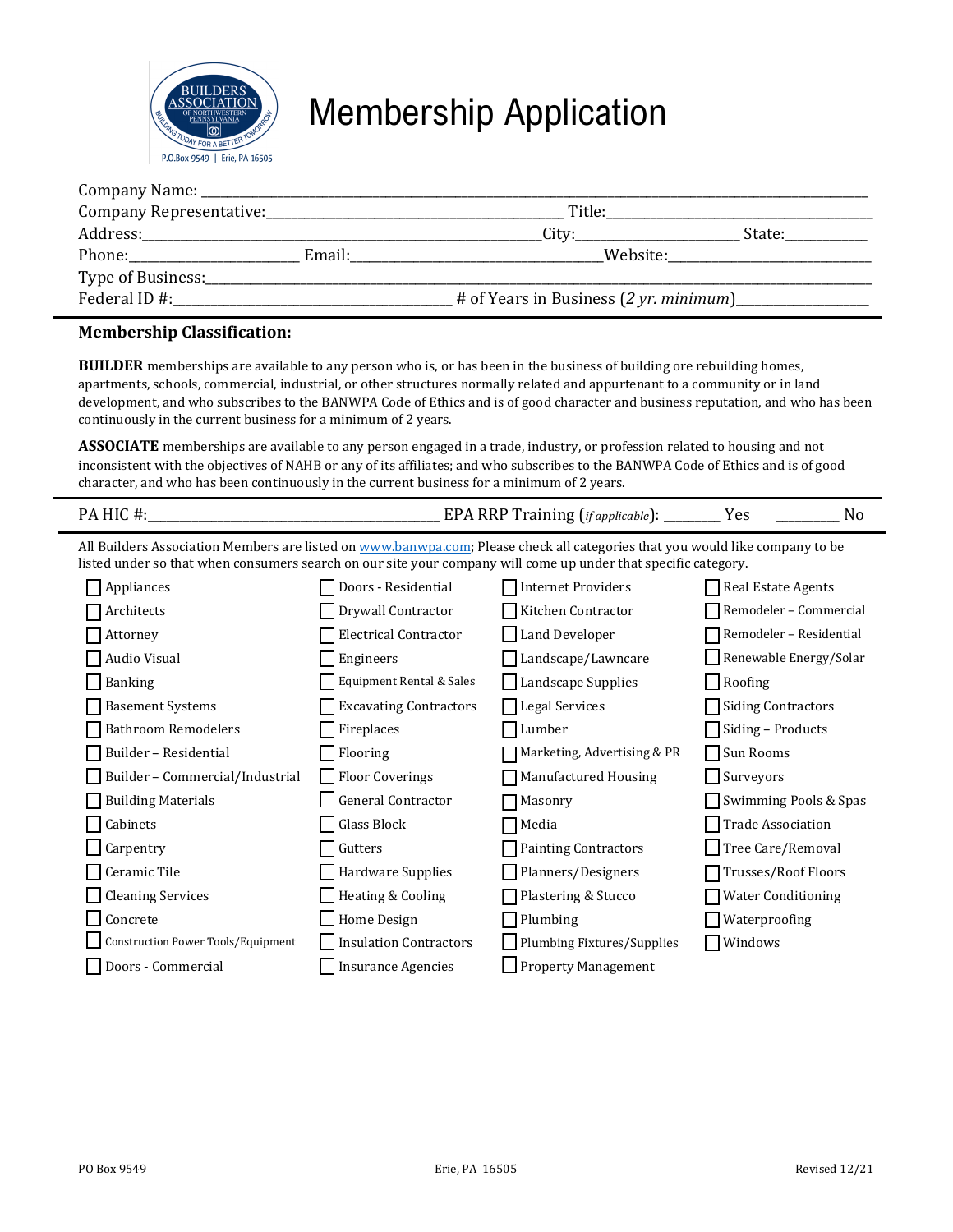P.O.Box 9549 | Erie, PA 16505

# Membership Application

Company Name: ____________________________________________

Company Representative: ______________________ Title: ______________________

Address: ______________________ City: ______________ State: __________

Phone: ______________ Email: ______________________ Website: ______________________

Type of Business: ____________________________________________

Federal ID #: ______________________ # of Years in Business (*2 yr. minimum*) ______________

---

**Membership Classification:**

**BUILDER** memberships are available to any person who is, or has been in the business of building ore rebuilding homes, apartments, schools, commercial, industrial, or other structures normally related and appurtenant to a community or in land development, and who subscribes to the BANWPA Code of Ethics and is of good character and business reputation, and who has been continuously in the current business for a minimum of 2 years.

**ASSOCIATE** memberships are available to any person engaged in a trade, industry, or profession related to housing and not inconsistent with the objectives of NAHB or any of its affiliates; and who subscribes to the BANWPA Code of Ethics and is of good character, and who has been continuously in the current business for a minimum of 2 years.

---

PA HIC #: ______________________ EPA RRP Training (*if applicable*): ________ Yes ________ No

---

All Builders Association Members are listed on www.banwpa.com; Please check all categories that you would like company to be listed under so that when consumers search on our site your company will come up under that specific category.

| | | | |
|---|---|---|---|
| ☐ Appliances | ☐ Doors - Residential | ☐ Internet Providers | ☐ Real Estate Agents |
| ☐ Architects | ☐ Drywall Contractor | ☐ Kitchen Contractor | ☐ Remodeler – Commercial |
| ☐ Attorney | ☐ Electrical Contractor | ☐ Land Developer | ☐ Remodeler – Residential |
| ☐ Audio Visual | ☐ Engineers | ☐ Landscape/Lawncare | ☐ Renewable Energy/Solar |
| ☐ Banking | ☐ Equipment Rental & Sales | ☐ Landscape Supplies | ☐ Roofing |
| ☐ Basement Systems | ☐ Excavating Contractors | ☐ Legal Services | ☐ Siding Contractors |
| ☐ Bathroom Remodelers | ☐ Fireplaces | ☐ Lumber | ☐ Siding – Products |
| ☐ Builder – Residential | ☐ Flooring | ☐ Marketing, Advertising & PR | ☐ Sun Rooms |
| ☐ Builder – Commercial/Industrial | ☐ Floor Coverings | ☐ Manufactured Housing | ☐ Surveyors |
| ☐ Building Materials | ☐ General Contractor | ☐ Masonry | ☐ Swimming Pools & Spas |
| ☐ Cabinets | ☐ Glass Block | ☐ Media | ☐ Trade Association |
| ☐ Carpentry | ☐ Gutters | ☐ Painting Contractors | ☐ Tree Care/Removal |
| ☐ Ceramic Tile | ☐ Hardware Supplies | ☐ Planners/Designers | ☐ Trusses/Roof Floors |
| ☐ Cleaning Services | ☐ Heating & Cooling | ☐ Plastering & Stucco | ☐ Water Conditioning |
| ☐ Concrete | ☐ Home Design | ☐ Plumbing | ☐ Waterproofing |
| ☐ Construction Power Tools/Equipment | ☐ Insulation Contractors | ☐ Plumbing Fixtures/Supplies | ☐ Windows |
| ☐ Doors - Commercial | ☐ Insurance Agencies | ☐ Property Management | |

PO Box 9549 Erie, PA 16505 Revised 12/21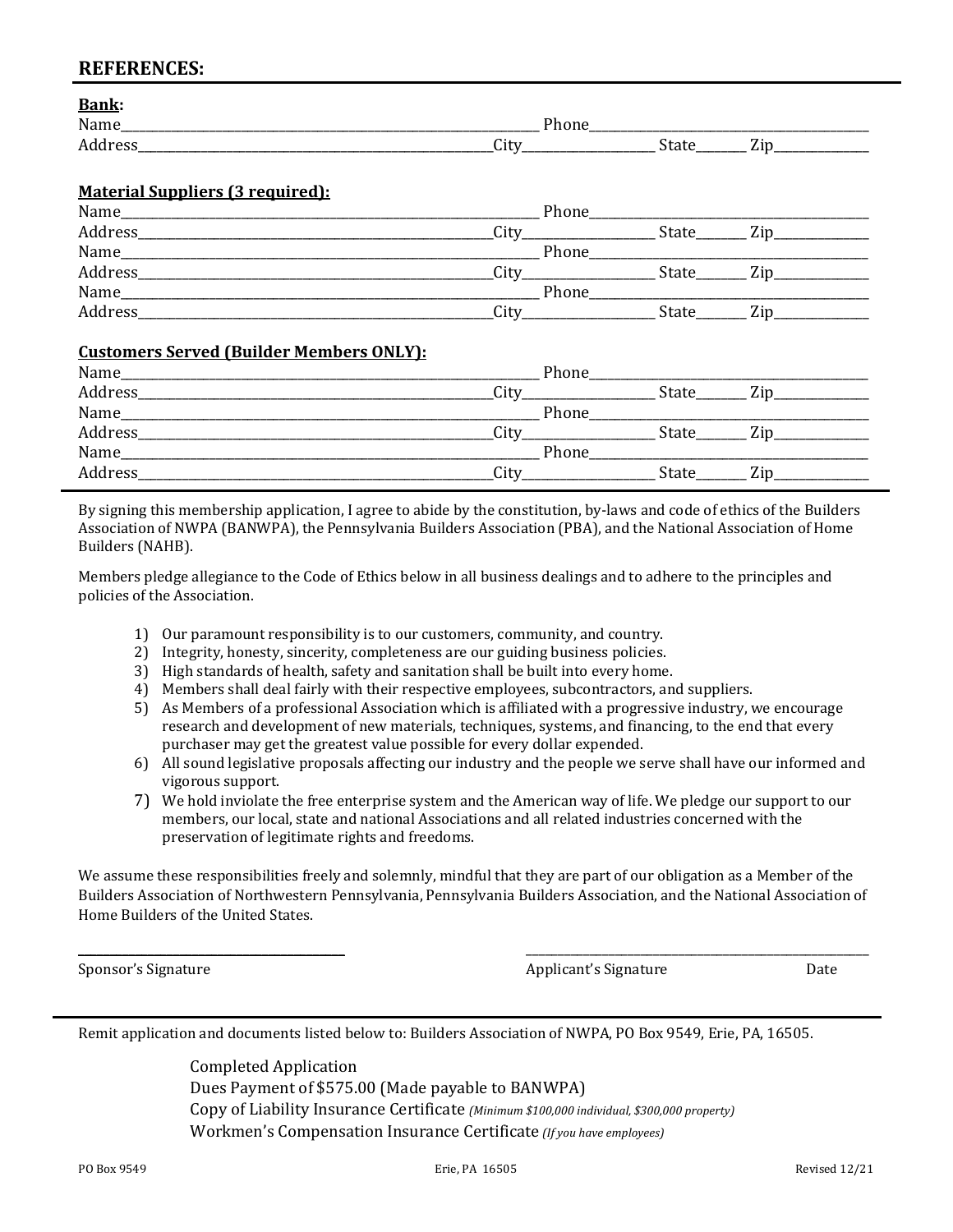## REFERENCES:

**Bank:**

Name_______________________________________________ Phone______________________________

Address_______________________________________City_______________ State______ Zip___________

**Material Suppliers (3 required):**

Name_______________________________________________ Phone______________________________

Address_______________________________________City_______________ State______ Zip___________

Name_______________________________________________ Phone______________________________

Address_______________________________________City_______________ State______ Zip___________

Name_______________________________________________ Phone______________________________

Address_______________________________________City_______________ State______ Zip___________

**Customers Served (Builder Members ONLY):**

Name_______________________________________________ Phone______________________________

Address_______________________________________City_______________ State______ Zip___________

Name_______________________________________________ Phone______________________________

Address_______________________________________City_______________ State______ Zip___________

Name_______________________________________________ Phone______________________________

Address_______________________________________City_______________ State______ Zip___________

---

By signing this membership application, I agree to abide by the constitution, by-laws and code of ethics of the Builders Association of NWPA (BANWPA), the Pennsylvania Builders Association (PBA), and the National Association of Home Builders (NAHB).

Members pledge allegiance to the Code of Ethics below in all business dealings and to adhere to the principles and policies of the Association.

1) Our paramount responsibility is to our customers, community, and country.
2) Integrity, honesty, sincerity, completeness are our guiding business policies.
3) High standards of health, safety and sanitation shall be built into every home.
4) Members shall deal fairly with their respective employees, subcontractors, and suppliers.
5) As Members of a professional Association which is affiliated with a progressive industry, we encourage research and development of new materials, techniques, systems, and financing, to the end that every purchaser may get the greatest value possible for every dollar expended.
6) All sound legislative proposals affecting our industry and the people we serve shall have our informed and vigorous support.
7) We hold inviolate the free enterprise system and the American way of life. We pledge our support to our members, our local, state and national Associations and all related industries concerned with the preservation of legitimate rights and freedoms.

We assume these responsibilities freely and solemnly, mindful that they are part of our obligation as a Member of the Builders Association of Northwestern Pennsylvania, Pennsylvania Builders Association, and the National Association of Home Builders of the United States.

______________________________ ______________________________

Sponsor's Signature Applicant's Signature Date

---

Remit application and documents listed below to: Builders Association of NWPA, PO Box 9549, Erie, PA, 16505.

Completed Application

Dues Payment of $575.00 (Made payable to BANWPA)

Copy of Liability Insurance Certificate *(Minimum $100,000 individual, $300,000 property)*

Workmen's Compensation Insurance Certificate *(If you have employees)*

PO Box 9549 Erie, PA 16505 Revised 12/21